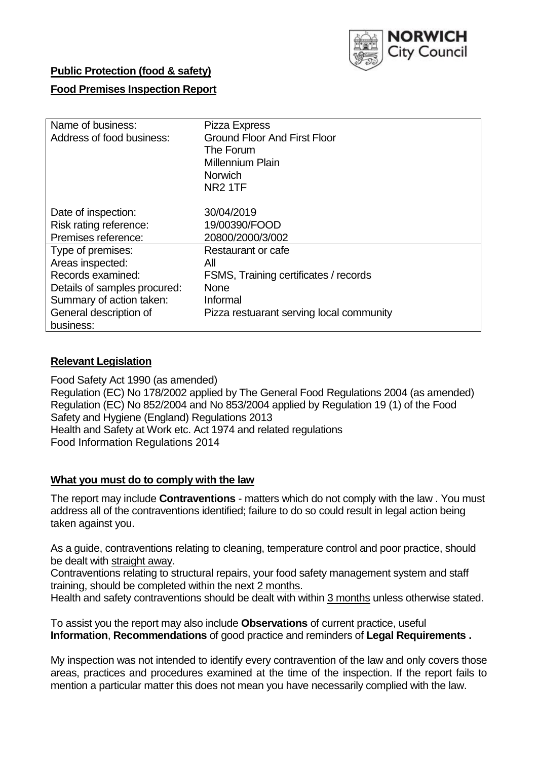**Public Protection (food & safety)**

**Food Premises Inspection Report**

| | |
|---|---|
| Name of business: | Pizza Express |
| Address of food business: | Ground Floor And First Floor<br>The Forum<br>Millennium Plain<br>Norwich<br>NR2 1TF |
| Date of inspection: | 30/04/2019 |
| Risk rating reference: | 19/00390/FOOD |
| Premises reference: | 20800/2000/3/002 |
| Type of premises: | Restaurant or cafe |
| Areas inspected: | All |
| Records examined: | FSMS, Training certificates / records |
| Details of samples procured: | None |
| Summary of action taken: | Informal |
| General description of business: | Pizza restuarant serving local community |

## Relevant Legislation

Food Safety Act 1990 (as amended)
Regulation (EC) No 178/2002 applied by The General Food Regulations 2004 (as amended)
Regulation (EC) No 852/2004 and No 853/2004 applied by Regulation 19 (1) of the Food Safety and Hygiene (England) Regulations 2013
Health and Safety at Work etc. Act 1974 and related regulations
Food Information Regulations 2014

## What you must do to comply with the law

The report may include **Contraventions** - matters which do not comply with the law . You must address all of the contraventions identified; failure to do so could result in legal action being taken against you.

As a guide, contraventions relating to cleaning, temperature control and poor practice, should be dealt with straight away.
Contraventions relating to structural repairs, your food safety management system and staff training, should be completed within the next 2 months.
Health and safety contraventions should be dealt with within 3 months unless otherwise stated.

To assist you the report may also include **Observations** of current practice, useful **Information**, **Recommendations** of good practice and reminders of **Legal Requirements .**

My inspection was not intended to identify every contravention of the law and only covers those areas, practices and procedures examined at the time of the inspection. If the report fails to mention a particular matter this does not mean you have necessarily complied with the law.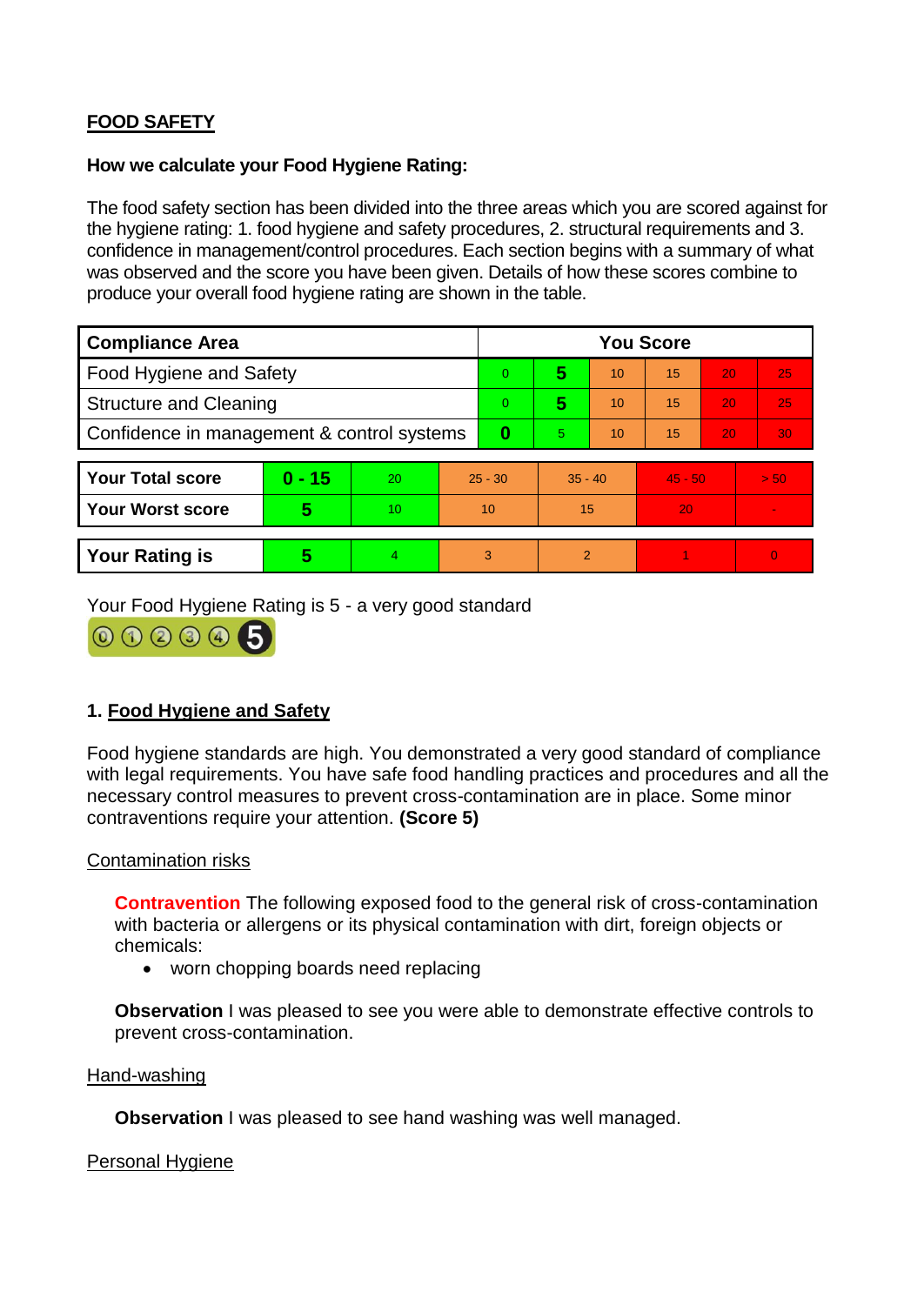## FOOD SAFETY

**How we calculate your Food Hygiene Rating:**

The food safety section has been divided into the three areas which you are scored against for the hygiene rating: 1. food hygiene and safety procedures, 2. structural requirements and 3. confidence in management/control procedures. Each section begins with a summary of what was observed and the score you have been given. Details of how these scores combine to produce your overall food hygiene rating are shown in the table.

| Compliance Area | You Score | | | | | |
|---|---|---|---|---|---|---|
| Food Hygiene and Safety | 0 | **5** | 10 | 15 | 20 | 25 |
| Structure and Cleaning | 0 | **5** | 10 | 15 | 20 | 25 |
| Confidence in management & control systems | **0** | 5 | 10 | 15 | 20 | 30 |

| | | | | | | |
|---|---|---|---|---|---|---|
| **Your Total score** | **0 - 15** | 20 | 25 - 30 | 35 - 40 | 45 - 50 | > 50 |
| **Your Worst score** | **5** | 10 | 10 | 15 | 20 | - |

| | | | | | | |
|---|---|---|---|---|---|---|
| **Your Rating is** | **5** | 4 | 3 | 2 | 1 | 0 |

Your Food Hygiene Rating is 5 - a very good standard

### 1. Food Hygiene and Safety

Food hygiene standards are high. You demonstrated a very good standard of compliance with legal requirements. You have safe food handling practices and procedures and all the necessary control measures to prevent cross-contamination are in place. Some minor contraventions require your attention. **(Score 5)**

Contamination risks

**Contravention** The following exposed food to the general risk of cross-contamination with bacteria or allergens or its physical contamination with dirt, foreign objects or chemicals:

- worn chopping boards need replacing

**Observation** I was pleased to see you were able to demonstrate effective controls to prevent cross-contamination.

Hand-washing

**Observation** I was pleased to see hand washing was well managed.

Personal Hygiene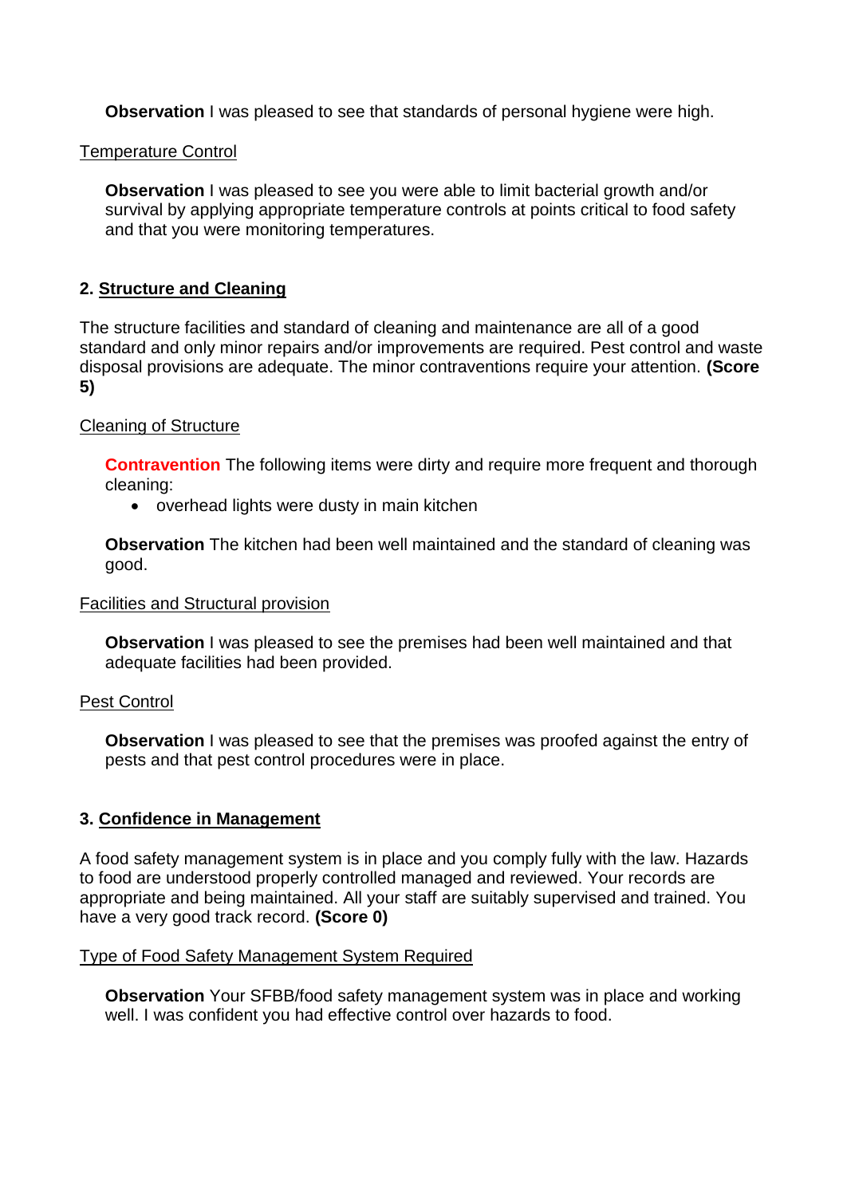**Observation** I was pleased to see that standards of personal hygiene were high.

Temperature Control

**Observation** I was pleased to see you were able to limit bacterial growth and/or survival by applying appropriate temperature controls at points critical to food safety and that you were monitoring temperatures.

## 2. Structure and Cleaning

The structure facilities and standard of cleaning and maintenance are all of a good standard and only minor repairs and/or improvements are required. Pest control and waste disposal provisions are adequate. The minor contraventions require your attention. **(Score 5)**

Cleaning of Structure

**Contravention** The following items were dirty and require more frequent and thorough cleaning:

- overhead lights were dusty in main kitchen

**Observation** The kitchen had been well maintained and the standard of cleaning was good.

Facilities and Structural provision

**Observation** I was pleased to see the premises had been well maintained and that adequate facilities had been provided.

Pest Control

**Observation** I was pleased to see that the premises was proofed against the entry of pests and that pest control procedures were in place.

## 3. Confidence in Management

A food safety management system is in place and you comply fully with the law. Hazards to food are understood properly controlled managed and reviewed. Your records are appropriate and being maintained. All your staff are suitably supervised and trained. You have a very good track record. **(Score 0)**

Type of Food Safety Management System Required

**Observation** Your SFBB/food safety management system was in place and working well. I was confident you had effective control over hazards to food.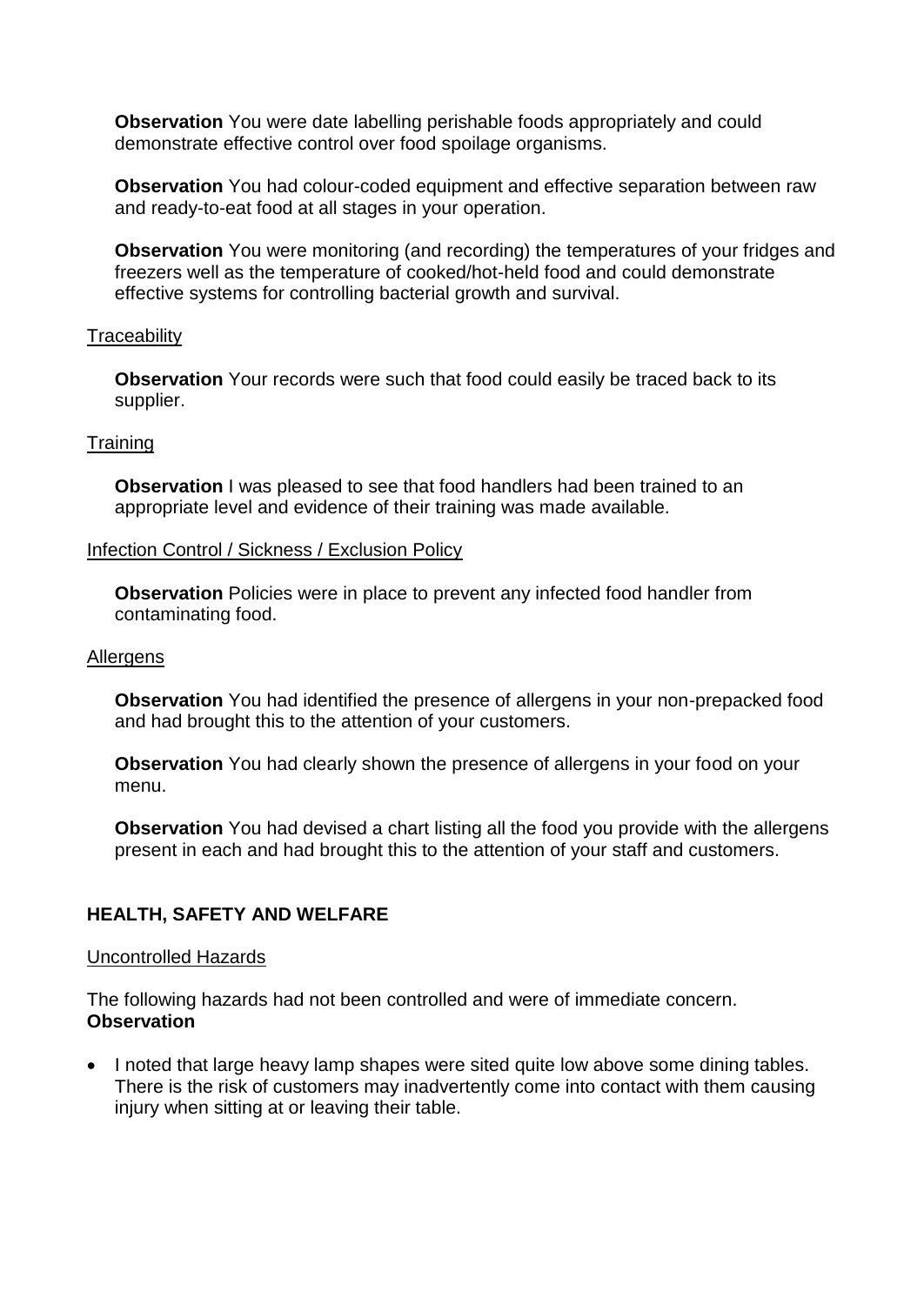**Observation** You were date labelling perishable foods appropriately and could demonstrate effective control over food spoilage organisms.

**Observation** You had colour-coded equipment and effective separation between raw and ready-to-eat food at all stages in your operation.

**Observation** You were monitoring (and recording) the temperatures of your fridges and freezers well as the temperature of cooked/hot-held food and could demonstrate effective systems for controlling bacterial growth and survival.

Traceability

**Observation** Your records were such that food could easily be traced back to its supplier.

Training

**Observation** I was pleased to see that food handlers had been trained to an appropriate level and evidence of their training was made available.

Infection Control / Sickness / Exclusion Policy

**Observation** Policies were in place to prevent any infected food handler from contaminating food.

Allergens

**Observation** You had identified the presence of allergens in your non-prepacked food and had brought this to the attention of your customers.

**Observation** You had clearly shown the presence of allergens in your food on your menu.

**Observation** You had devised a chart listing all the food you provide with the allergens present in each and had brought this to the attention of your staff and customers.

**HEALTH, SAFETY AND WELFARE**

Uncontrolled Hazards

The following hazards had not been controlled and were of immediate concern.
**Observation**

- I noted that large heavy lamp shapes were sited quite low above some dining tables. There is the risk of customers may inadvertently come into contact with them causing injury when sitting at or leaving their table.